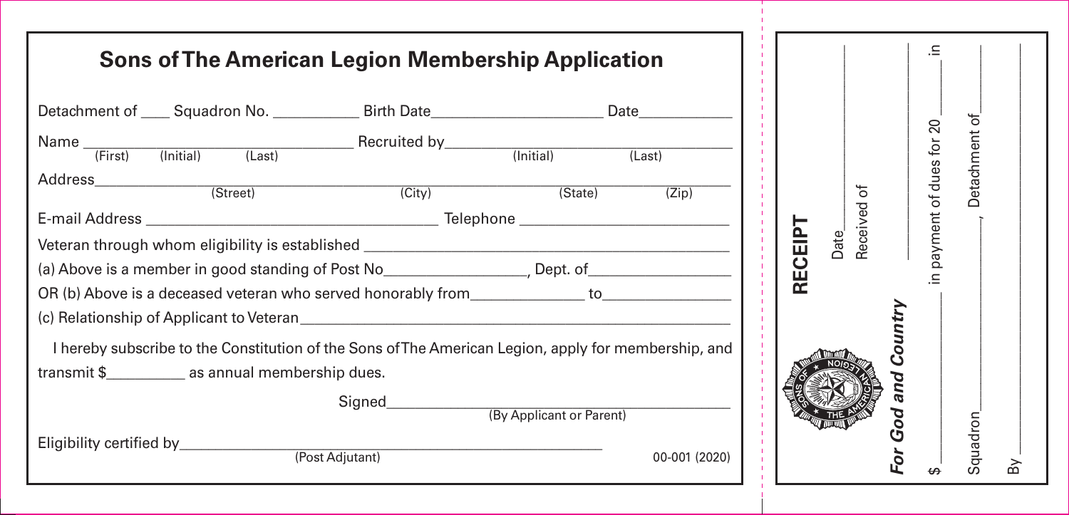# Sons of The American Legion Membership Application

Detachment of ____ Squadron No. ___________ Birth Date______________________ Date____________

Name _________________________________ Recruited by___________________________________
(First) (Initial) (Last) (Initial) (Last)

Address_________________________________________________________________________
(Street) (City) (State) (Zip)

E-mail Address ____________________________________ Telephone __________________________

Veteran through whom eligibility is established ____________________________________________

(a) Above is a member in good standing of Post No_________________, Dept. of_________________

OR (b) Above is a deceased veteran who served honorably from______________ to________________

(c) Relationship of Applicant to Veteran________________________________________________________

I hereby subscribe to the Constitution of the Sons of The American Legion, apply for membership, and transmit $__________ as annual membership dues.

Signed_____________________________________________
(By Applicant or Parent)

Eligibility certified by_______________________________________________________
(Post Adjutant)

00-001 (2020)

---

## RECEIPT

Date________________________

Received of_________________

_______________________________

$______________ in payment of dues for 20______ in

Squadron______________, Detachment of______________

By_____________________________

*For God and Country*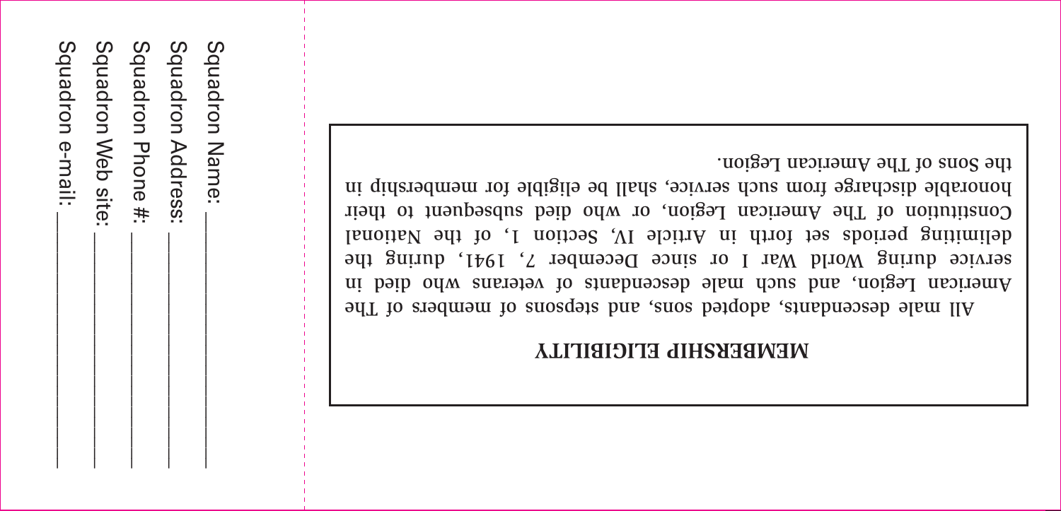Squadron Name: ____________________

Squadron Address: ____________________

Squadron Phone #: ____________________

Squadron Web site: ____________________

Squadron e-mail: ____________________

## MEMBERSHIP ELIGIBILITY

All male descendants, adopted sons, and stepsons of members of The American Legion, and such male descendants of veterans who died in service during World War I or since December 7, 1941, during the delimiting periods set forth in Article IV, Section 1, of the National Constitution of The American Legion, or who died subsequent to their honorable discharge from such service, shall be eligible for membership in the Sons of The American Legion.